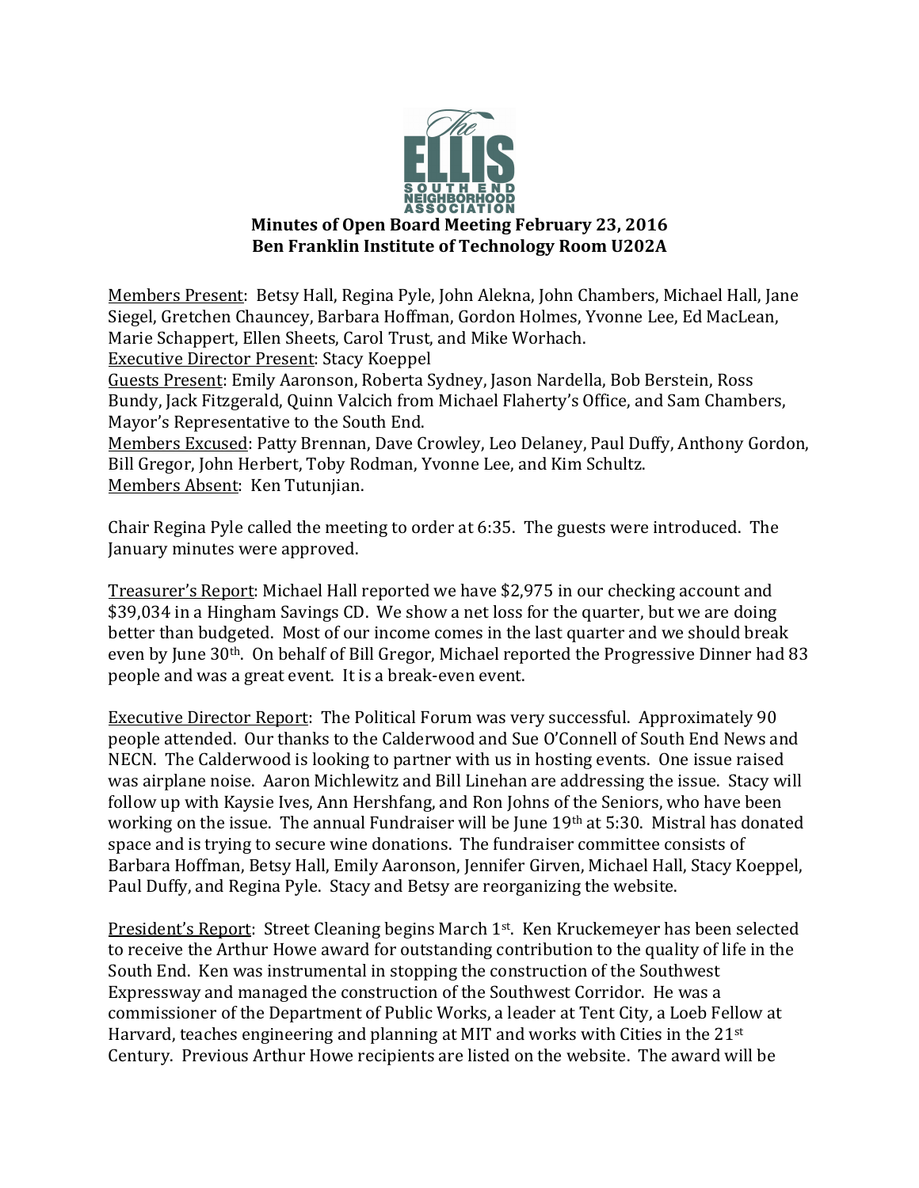**Minutes of Open Board Meeting February 23, 2016**
**Ben Franklin Institute of Technology Room U202A**

Members Present: Betsy Hall, Regina Pyle, John Alekna, John Chambers, Michael Hall, Jane Siegel, Gretchen Chauncey, Barbara Hoffman, Gordon Holmes, Yvonne Lee, Ed MacLean, Marie Schappert, Ellen Sheets, Carol Trust, and Mike Worhach.
Executive Director Present: Stacy Koeppel
Guests Present: Emily Aaronson, Roberta Sydney, Jason Nardella, Bob Berstein, Ross Bundy, Jack Fitzgerald, Quinn Valcich from Michael Flaherty's Office, and Sam Chambers, Mayor's Representative to the South End.
Members Excused: Patty Brennan, Dave Crowley, Leo Delaney, Paul Duffy, Anthony Gordon, Bill Gregor, John Herbert, Toby Rodman, Yvonne Lee, and Kim Schultz.
Members Absent: Ken Tutunjian.

Chair Regina Pyle called the meeting to order at 6:35. The guests were introduced. The January minutes were approved.

Treasurer's Report: Michael Hall reported we have $2,975 in our checking account and $39,034 in a Hingham Savings CD. We show a net loss for the quarter, but we are doing better than budgeted. Most of our income comes in the last quarter and we should break even by June 30th. On behalf of Bill Gregor, Michael reported the Progressive Dinner had 83 people and was a great event. It is a break-even event.

Executive Director Report: The Political Forum was very successful. Approximately 90 people attended. Our thanks to the Calderwood and Sue O'Connell of South End News and NECN. The Calderwood is looking to partner with us in hosting events. One issue raised was airplane noise. Aaron Michlewitz and Bill Linehan are addressing the issue. Stacy will follow up with Kaysie Ives, Ann Hershfang, and Ron Johns of the Seniors, who have been working on the issue. The annual Fundraiser will be June 19th at 5:30. Mistral has donated space and is trying to secure wine donations. The fundraiser committee consists of Barbara Hoffman, Betsy Hall, Emily Aaronson, Jennifer Girven, Michael Hall, Stacy Koeppel, Paul Duffy, and Regina Pyle. Stacy and Betsy are reorganizing the website.

President's Report: Street Cleaning begins March 1st. Ken Kruckemeyer has been selected to receive the Arthur Howe award for outstanding contribution to the quality of life in the South End. Ken was instrumental in stopping the construction of the Southwest Expressway and managed the construction of the Southwest Corridor. He was a commissioner of the Department of Public Works, a leader at Tent City, a Loeb Fellow at Harvard, teaches engineering and planning at MIT and works with Cities in the 21st Century. Previous Arthur Howe recipients are listed on the website. The award will be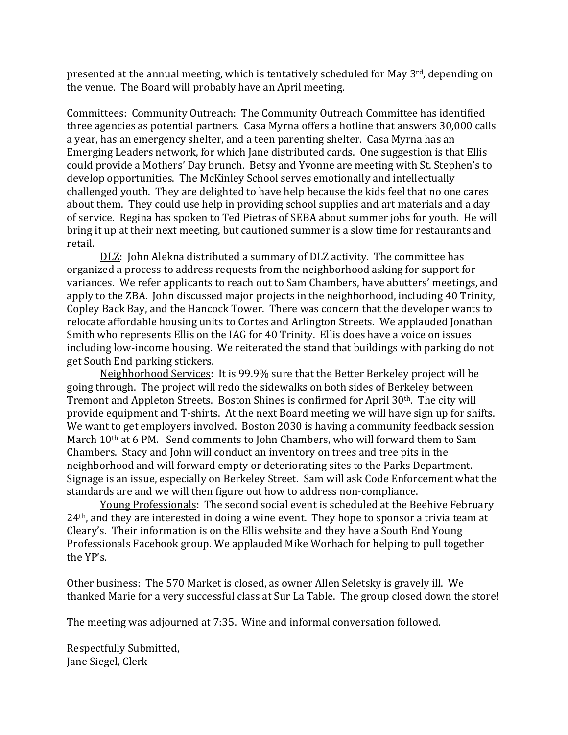presented at the annual meeting, which is tentatively scheduled for May 3rd, depending on the venue. The Board will probably have an April meeting.

Committees: Community Outreach: The Community Outreach Committee has identified three agencies as potential partners. Casa Myrna offers a hotline that answers 30,000 calls a year, has an emergency shelter, and a teen parenting shelter. Casa Myrna has an Emerging Leaders network, for which Jane distributed cards. One suggestion is that Ellis could provide a Mothers' Day brunch. Betsy and Yvonne are meeting with St. Stephen's to develop opportunities. The McKinley School serves emotionally and intellectually challenged youth. They are delighted to have help because the kids feel that no one cares about them. They could use help in providing school supplies and art materials and a day of service. Regina has spoken to Ted Pietras of SEBA about summer jobs for youth. He will bring it up at their next meeting, but cautioned summer is a slow time for restaurants and retail.

DLZ: John Alekna distributed a summary of DLZ activity. The committee has organized a process to address requests from the neighborhood asking for support for variances. We refer applicants to reach out to Sam Chambers, have abutters' meetings, and apply to the ZBA. John discussed major projects in the neighborhood, including 40 Trinity, Copley Back Bay, and the Hancock Tower. There was concern that the developer wants to relocate affordable housing units to Cortes and Arlington Streets. We applauded Jonathan Smith who represents Ellis on the IAG for 40 Trinity. Ellis does have a voice on issues including low-income housing. We reiterated the stand that buildings with parking do not get South End parking stickers.

Neighborhood Services: It is 99.9% sure that the Better Berkeley project will be going through. The project will redo the sidewalks on both sides of Berkeley between Tremont and Appleton Streets. Boston Shines is confirmed for April 30th. The city will provide equipment and T-shirts. At the next Board meeting we will have sign up for shifts. We want to get employers involved. Boston 2030 is having a community feedback session March 10th at 6 PM. Send comments to John Chambers, who will forward them to Sam Chambers. Stacy and John will conduct an inventory on trees and tree pits in the neighborhood and will forward empty or deteriorating sites to the Parks Department. Signage is an issue, especially on Berkeley Street. Sam will ask Code Enforcement what the standards are and we will then figure out how to address non-compliance.

Young Professionals: The second social event is scheduled at the Beehive February 24th, and they are interested in doing a wine event. They hope to sponsor a trivia team at Cleary's. Their information is on the Ellis website and they have a South End Young Professionals Facebook group. We applauded Mike Worhach for helping to pull together the YP's.

Other business: The 570 Market is closed, as owner Allen Seletsky is gravely ill. We thanked Marie for a very successful class at Sur La Table. The group closed down the store!

The meeting was adjourned at 7:35. Wine and informal conversation followed.

Respectfully Submitted,
Jane Siegel, Clerk